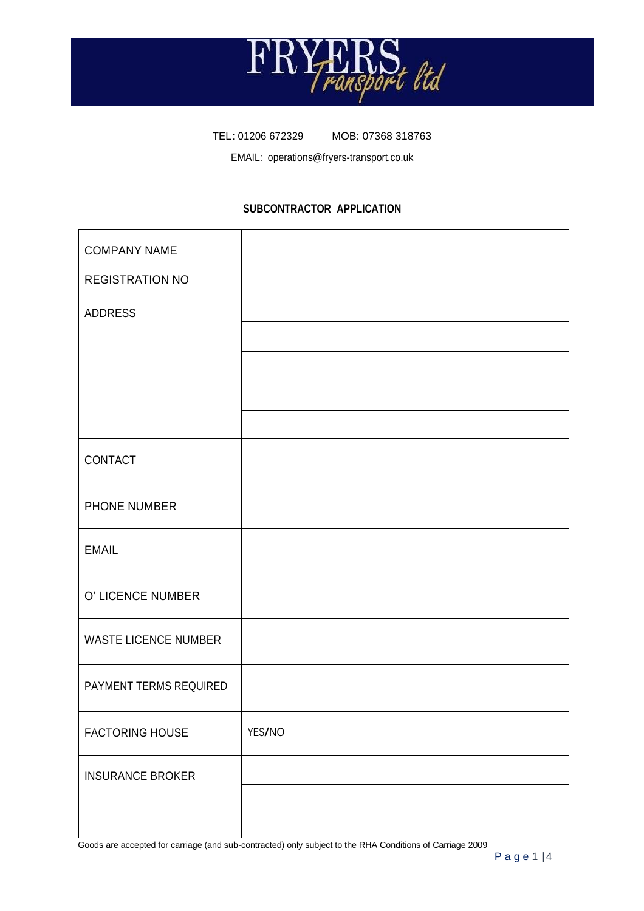# FRYERS Transport ltd

TEL: 01206 672329     MOB: 07368 318763

EMAIL: operations@fryers-transport.co.uk

## SUBCONTRACTOR APPLICATION

| | |
|---|---|
| COMPANY NAME<br>REGISTRATION NO | |
| ADDRESS | |
| | |
| | |
| | |
| | |
| CONTACT | |
| PHONE NUMBER | |
| EMAIL | |
| O' LICENCE NUMBER | |
| WASTE LICENCE NUMBER | |
| PAYMENT TERMS REQUIRED | |
| FACTORING HOUSE | YES/NO |
| INSURANCE BROKER | |
| | |
| | |

Goods are accepted for carriage (and sub-contracted) only subject to the RHA Conditions of Carriage 2009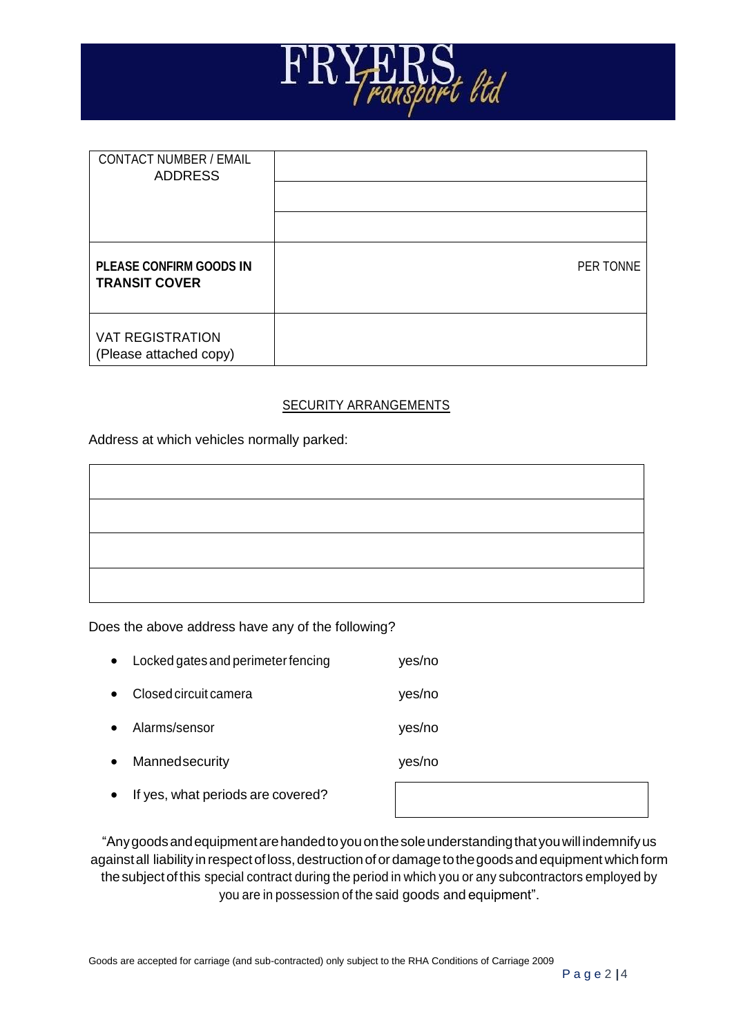| CONTACT NUMBER / EMAIL ADDRESS | |
|---|---|
| | |
| | |
| **PLEASE CONFIRM GOODS IN TRANSIT COVER** | PER TONNE |
| VAT REGISTRATION (Please attached copy) | |

SECURITY ARRANGEMENTS

Address at which vehicles normally parked:

| |
|---|
| |
| |
| |

Does the above address have any of the following?

- Locked gates and perimeter fencing yes/no
- Closed circuit camera yes/no
- Alarms/sensor yes/no
- Manned security yes/no
- If yes, what periods are covered?

"Any goods and equipment are handed to you on the sole understanding that you will indemnify us against all liability in respect of loss, destruction of or damage to the goods and equipment which form the subject of this special contract during the period in which you or any subcontractors employed by you are in possession of the said goods and equipment".

Goods are accepted for carriage (and sub-contracted) only subject to the RHA Conditions of Carriage 2009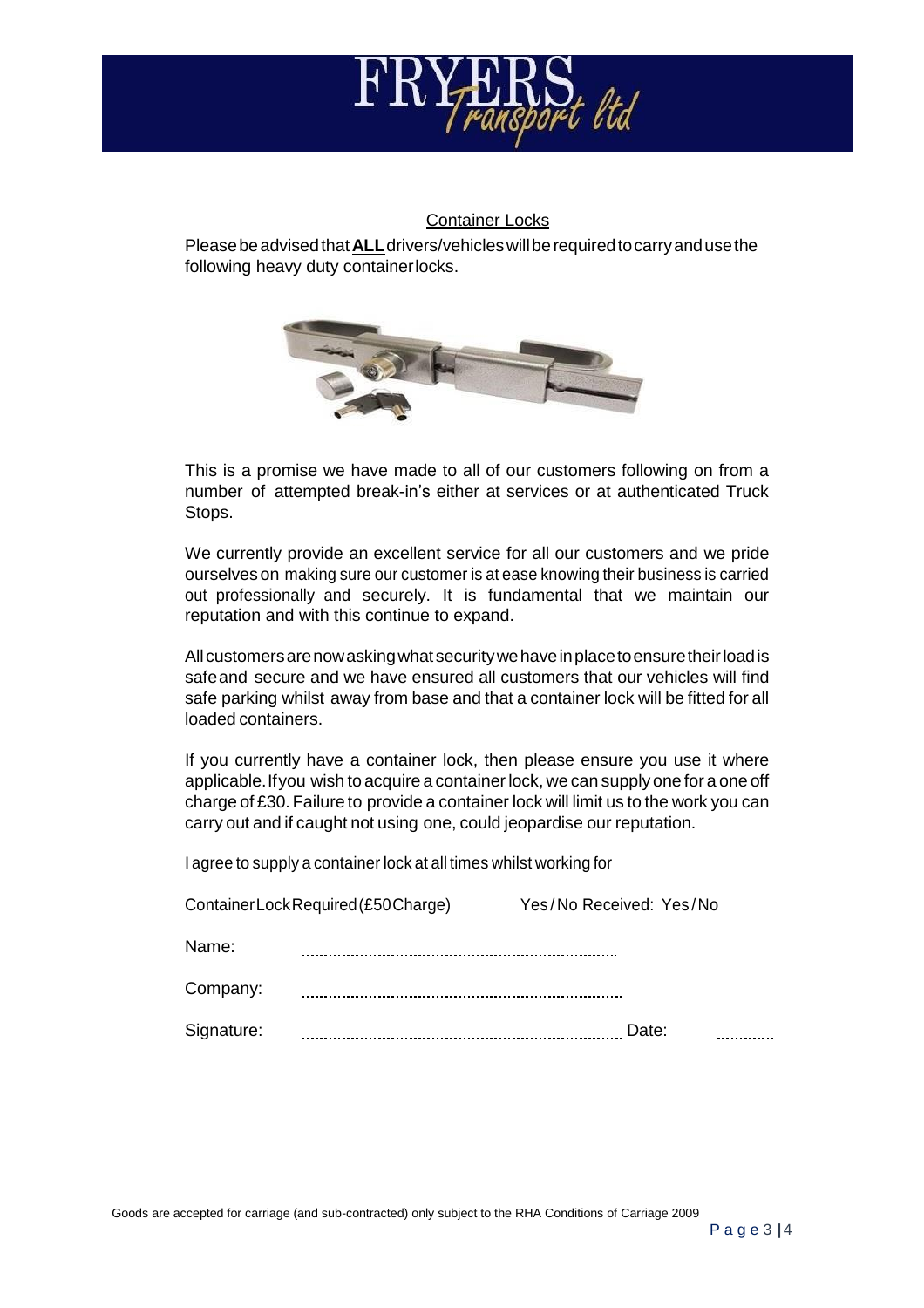## Container Locks

Please be advised that **ALL** drivers/vehicles will be required to carry and use the following heavy duty container locks.

This is a promise we have made to all of our customers following on from a number of attempted break-in's either at services or at authenticated Truck Stops.

We currently provide an excellent service for all our customers and we pride ourselves on making sure our customer is at ease knowing their business is carried out professionally and securely. It is fundamental that we maintain our reputation and with this continue to expand.

All customers are now asking what security we have in place to ensure their load is safe and secure and we have ensured all customers that our vehicles will find safe parking whilst away from base and that a container lock will be fitted for all loaded containers.

If you currently have a container lock, then please ensure you use it where applicable. If you wish to acquire a container lock, we can supply one for a one off charge of £30. Failure to provide a container lock will limit us to the work you can carry out and if caught not using one, could jeopardise our reputation.

I agree to supply a container lock at all times whilst working for

Container Lock Required (£50 Charge) Yes / No Received: Yes / No

Name: ..........................................................................

Company: ..........................................................................

Signature: .......................................................................... Date: ............

Goods are accepted for carriage (and sub-contracted) only subject to the RHA Conditions of Carriage 2009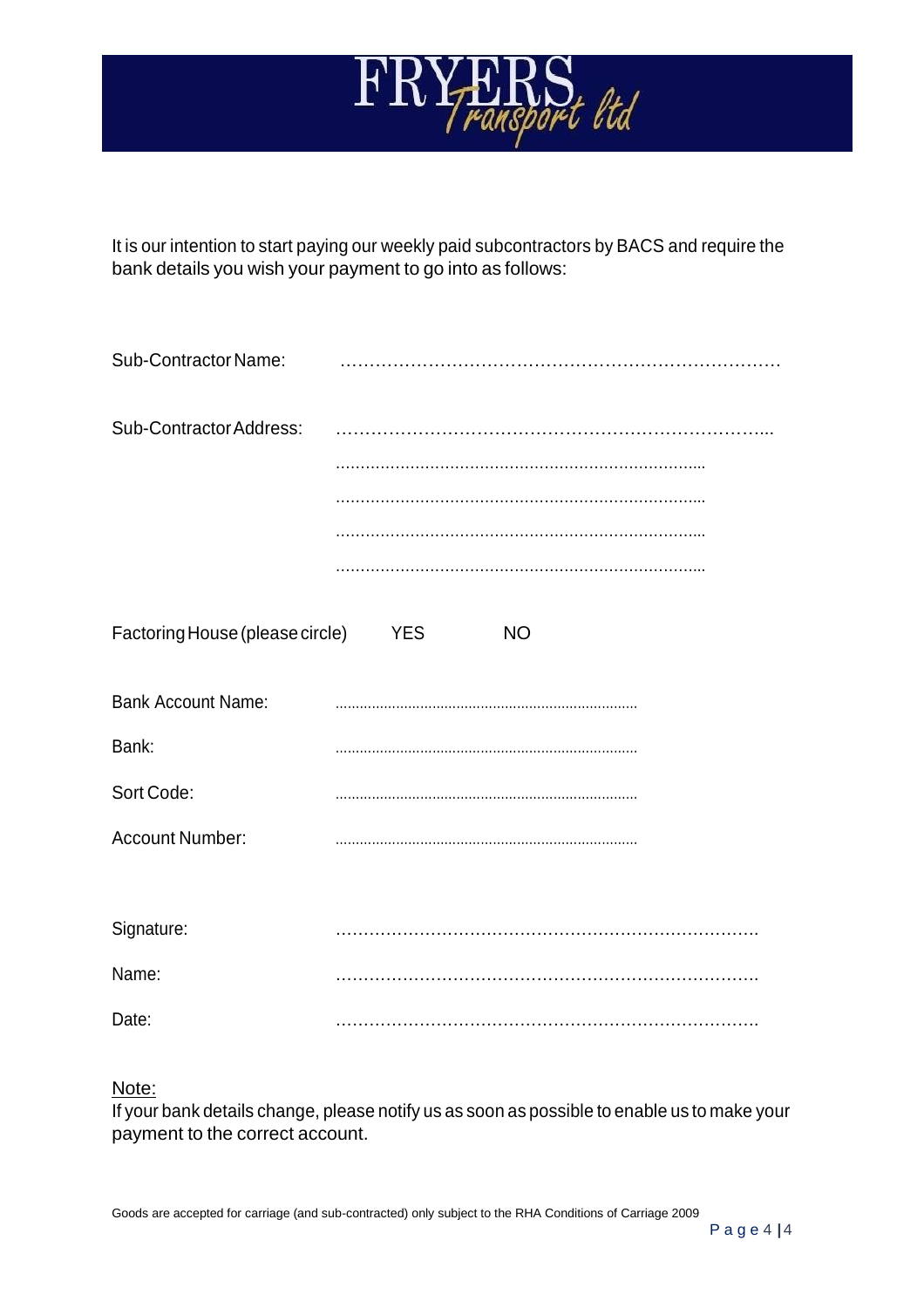# FRYERS Transport ltd

It is our intention to start paying our weekly paid subcontractors by BACS and require the bank details you wish your payment to go into as follows:

Sub-Contractor Name: …………………………………………………………………

Sub-Contractor Address: ……………………………………………………………...

……………………………………………………………….....

……………………………………………………………….....

……………………………………………………………….....

……………………………………………………………….....

Factoring House (please circle) YES NO

Bank Account Name: ..........................................................................

Bank: ..........................................................................

Sort Code: ..........................................................................

Account Number: ..........................................................................

Signature: ……………………………………………………………….

Name: ……………………………………………………………….

Date: ……………………………………………………………….

Note:

If your bank details change, please notify us as soon as possible to enable us to make your payment to the correct account.

Goods are accepted for carriage (and sub-contracted) only subject to the RHA Conditions of Carriage 2009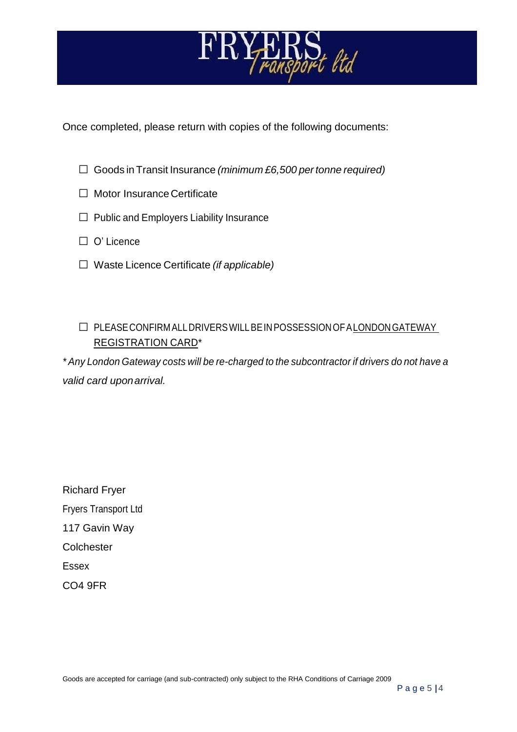Once completed, please return with copies of the following documents:

☐ Goods in Transit Insurance *(minimum £6,500 per tonne required)*

☐ Motor Insurance Certificate

☐ Public and Employers Liability Insurance

☐ O' Licence

☐ Waste Licence Certificate *(if applicable)*

☐ PLEASE CONFIRM ALL DRIVERS WILL BE IN POSSESSION OF A <u>LONDON GATEWAY REGISTRATION CARD</u>*

**Any London Gateway costs will be re-charged to the subcontractor if drivers do not have a valid card upon arrival.*

Richard Fryer
Fryers Transport Ltd
117 Gavin Way
Colchester
Essex
CO4 9FR

Goods are accepted for carriage (and sub-contracted) only subject to the RHA Conditions of Carriage 2009